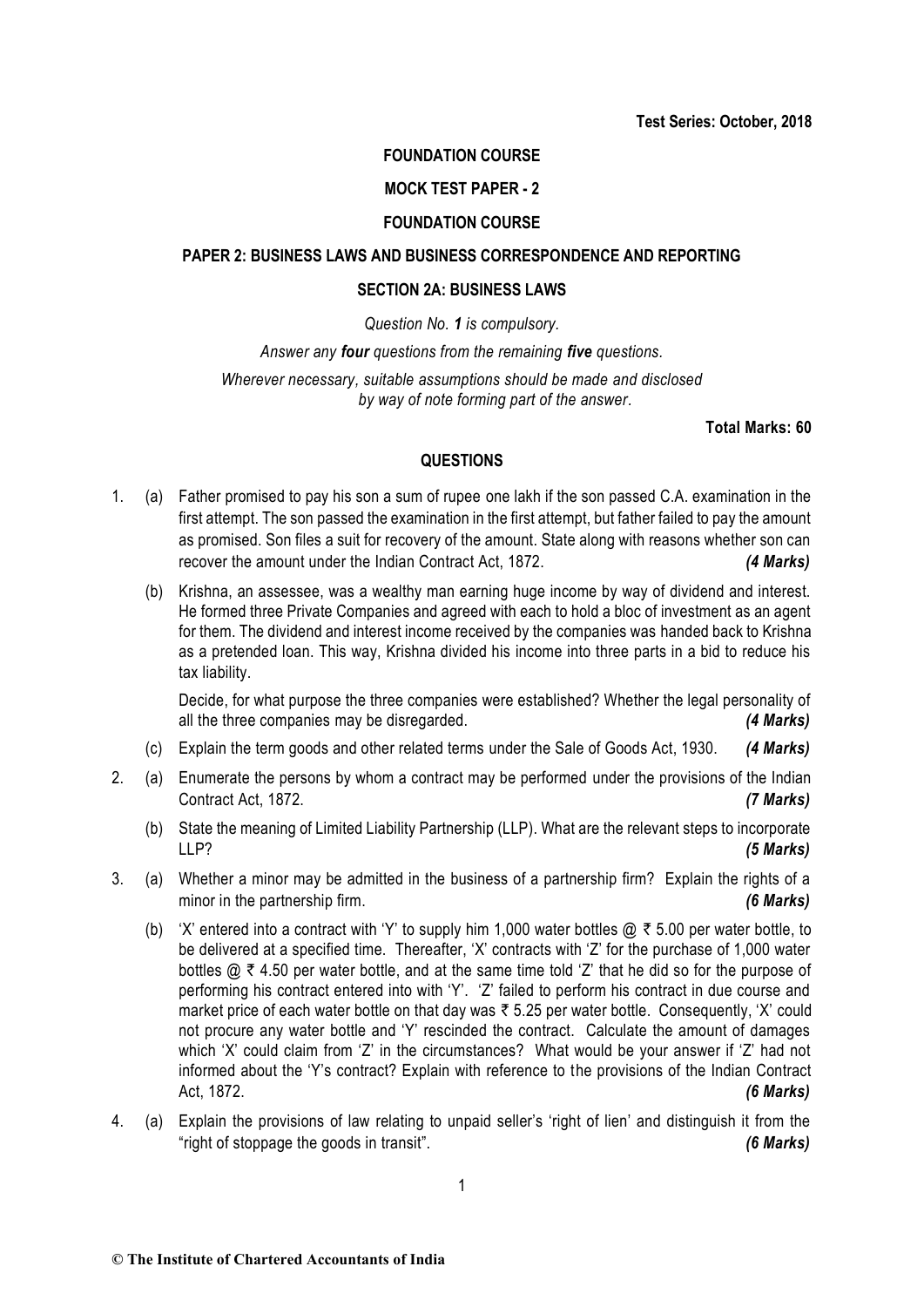**Test Series: October, 2018**

**FOUNDATION COURSE**

**MOCK TEST PAPER - 2**

**FOUNDATION COURSE**

**PAPER 2: BUSINESS LAWS AND BUSINESS CORRESPONDENCE AND REPORTING**

**SECTION 2A: BUSINESS LAWS**

*Question No. **1** is compulsory.*

*Answer any **four** questions from the remaining **five** questions.*

*Wherever necessary, suitable assumptions should be made and disclosed by way of note forming part of the answer.*

**Total Marks: 60**

**QUESTIONS**

1. (a) Father promised to pay his son a sum of rupee one lakh if the son passed C.A. examination in the first attempt. The son passed the examination in the first attempt, but father failed to pay the amount as promised. Son files a suit for recovery of the amount. State along with reasons whether son can recover the amount under the Indian Contract Act, 1872. ***(4 Marks)***

   (b) Krishna, an assessee, was a wealthy man earning huge income by way of dividend and interest. He formed three Private Companies and agreed with each to hold a bloc of investment as an agent for them. The dividend and interest income received by the companies was handed back to Krishna as a pretended loan. This way, Krishna divided his income into three parts in a bid to reduce his tax liability.

   Decide, for what purpose the three companies were established? Whether the legal personality of all the three companies may be disregarded. ***(4 Marks)***

   (c) Explain the term goods and other related terms under the Sale of Goods Act, 1930. ***(4 Marks)***

2. (a) Enumerate the persons by whom a contract may be performed under the provisions of the Indian Contract Act, 1872. ***(7 Marks)***

   (b) State the meaning of Limited Liability Partnership (LLP). What are the relevant steps to incorporate LLP? ***(5 Marks)***

3. (a) Whether a minor may be admitted in the business of a partnership firm? Explain the rights of a minor in the partnership firm. ***(6 Marks)***

   (b) 'X' entered into a contract with 'Y' to supply him 1,000 water bottles @ ₹ 5.00 per water bottle, to be delivered at a specified time. Thereafter, 'X' contracts with 'Z' for the purchase of 1,000 water bottles @ ₹ 4.50 per water bottle, and at the same time told 'Z' that he did so for the purpose of performing his contract entered into with 'Y'. 'Z' failed to perform his contract in due course and market price of each water bottle on that day was ₹ 5.25 per water bottle. Consequently, 'X' could not procure any water bottle and 'Y' rescinded the contract. Calculate the amount of damages which 'X' could claim from 'Z' in the circumstances? What would be your answer if 'Z' had not informed about the 'Y's contract? Explain with reference to the provisions of the Indian Contract Act, 1872. ***(6 Marks)***

4. (a) Explain the provisions of law relating to unpaid seller's 'right of lien' and distinguish it from the "right of stoppage the goods in transit". ***(6 Marks)***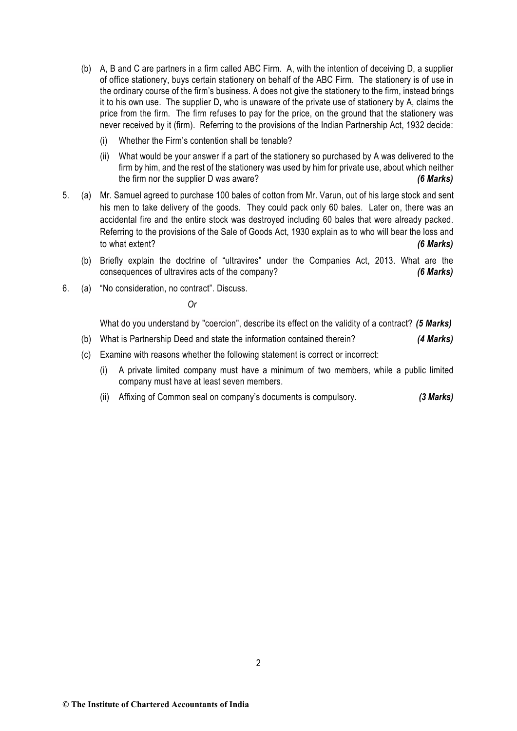(b) A, B and C are partners in a firm called ABC Firm. A, with the intention of deceiving D, a supplier of office stationery, buys certain stationery on behalf of the ABC Firm. The stationery is of use in the ordinary course of the firm's business. A does not give the stationery to the firm, instead brings it to his own use. The supplier D, who is unaware of the private use of stationery by A, claims the price from the firm. The firm refuses to pay for the price, on the ground that the stationery was never received by it (firm). Referring to the provisions of the Indian Partnership Act, 1932 decide:

(i) Whether the Firm's contention shall be tenable?

(ii) What would be your answer if a part of the stationery so purchased by A was delivered to the firm by him, and the rest of the stationery was used by him for private use, about which neither the firm nor the supplier D was aware? ***(6 Marks)***

5. (a) Mr. Samuel agreed to purchase 100 bales of cotton from Mr. Varun, out of his large stock and sent his men to take delivery of the goods. They could pack only 60 bales. Later on, there was an accidental fire and the entire stock was destroyed including 60 bales that were already packed. Referring to the provisions of the Sale of Goods Act, 1930 explain as to who will bear the loss and to what extent? ***(6 Marks)***

(b) Briefly explain the doctrine of "ultravires" under the Companies Act, 2013. What are the consequences of ultravires acts of the company? ***(6 Marks)***

6. (a) "No consideration, no contract". Discuss.

*Or*

What do you understand by "coercion", describe its effect on the validity of a contract? ***(5 Marks)***

(b) What is Partnership Deed and state the information contained therein? ***(4 Marks)***

(c) Examine with reasons whether the following statement is correct or incorrect:

(i) A private limited company must have a minimum of two members, while a public limited company must have at least seven members.

(ii) Affixing of Common seal on company's documents is compulsory. ***(3 Marks)***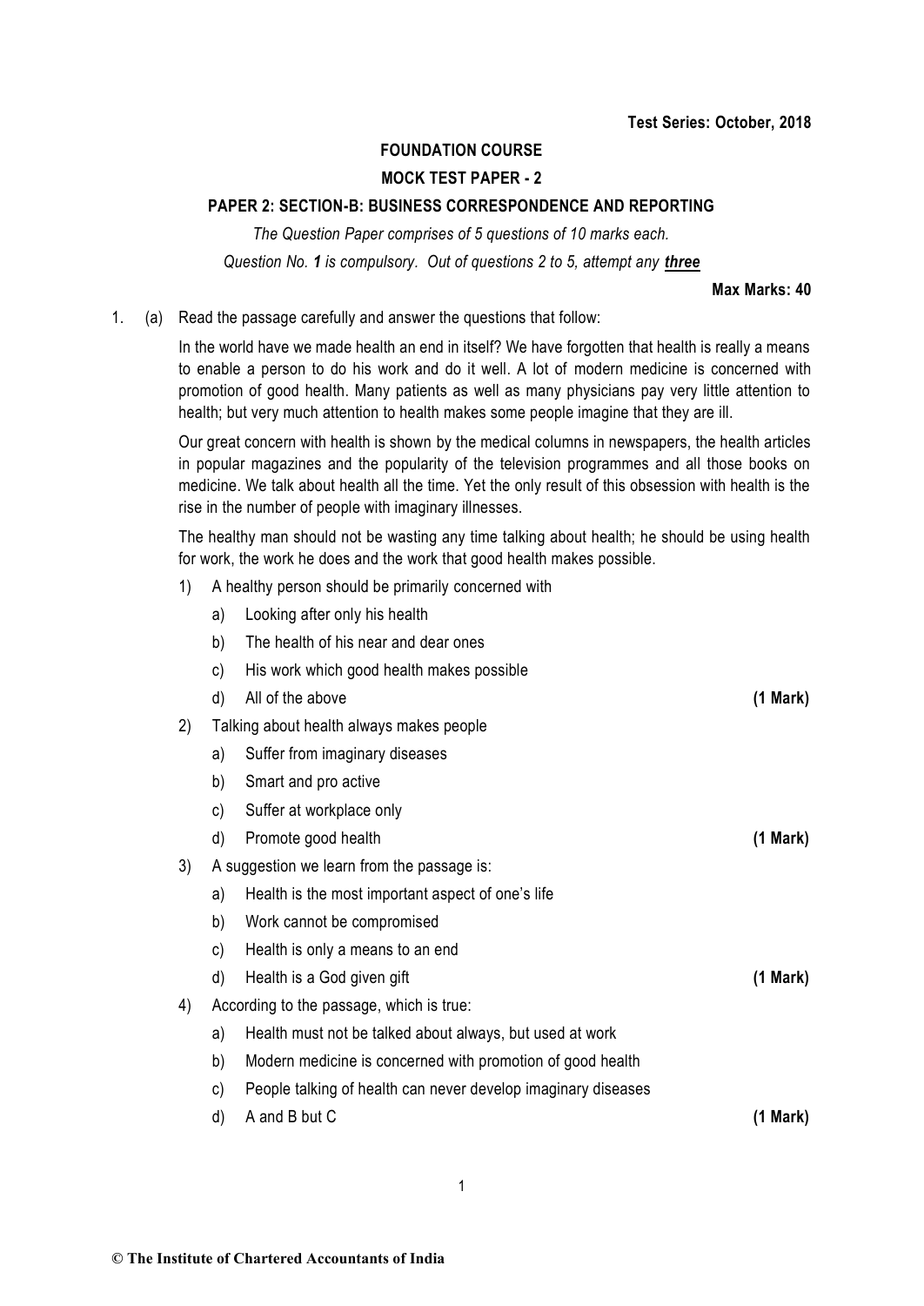**Test Series: October, 2018**

## FOUNDATION COURSE

## MOCK TEST PAPER - 2

### PAPER 2: SECTION-B: BUSINESS CORRESPONDENCE AND REPORTING

*The Question Paper comprises of 5 questions of 10 marks each.*

*Question No. **1** is compulsory. Out of questions 2 to 5, attempt any **three***

**Max Marks: 40**

1. (a) Read the passage carefully and answer the questions that follow:

In the world have we made health an end in itself? We have forgotten that health is really a means to enable a person to do his work and do it well. A lot of modern medicine is concerned with promotion of good health. Many patients as well as many physicians pay very little attention to health; but very much attention to health makes some people imagine that they are ill.

Our great concern with health is shown by the medical columns in newspapers, the health articles in popular magazines and the popularity of the television programmes and all those books on medicine. We talk about health all the time. Yet the only result of this obsession with health is the rise in the number of people with imaginary illnesses.

The healthy man should not be wasting any time talking about health; he should be using health for work, the work he does and the work that good health makes possible.

1) A healthy person should be primarily concerned with
   - a) Looking after only his health
   - b) The health of his near and dear ones
   - c) His work which good health makes possible
   - d) All of the above **(1 Mark)**

2) Talking about health always makes people
   - a) Suffer from imaginary diseases
   - b) Smart and pro active
   - c) Suffer at workplace only
   - d) Promote good health **(1 Mark)**

3) A suggestion we learn from the passage is:
   - a) Health is the most important aspect of one's life
   - b) Work cannot be compromised
   - c) Health is only a means to an end
   - d) Health is a God given gift **(1 Mark)**

4) According to the passage, which is true:
   - a) Health must not be talked about always, but used at work
   - b) Modern medicine is concerned with promotion of good health
   - c) People talking of health can never develop imaginary diseases
   - d) A and B but C **(1 Mark)**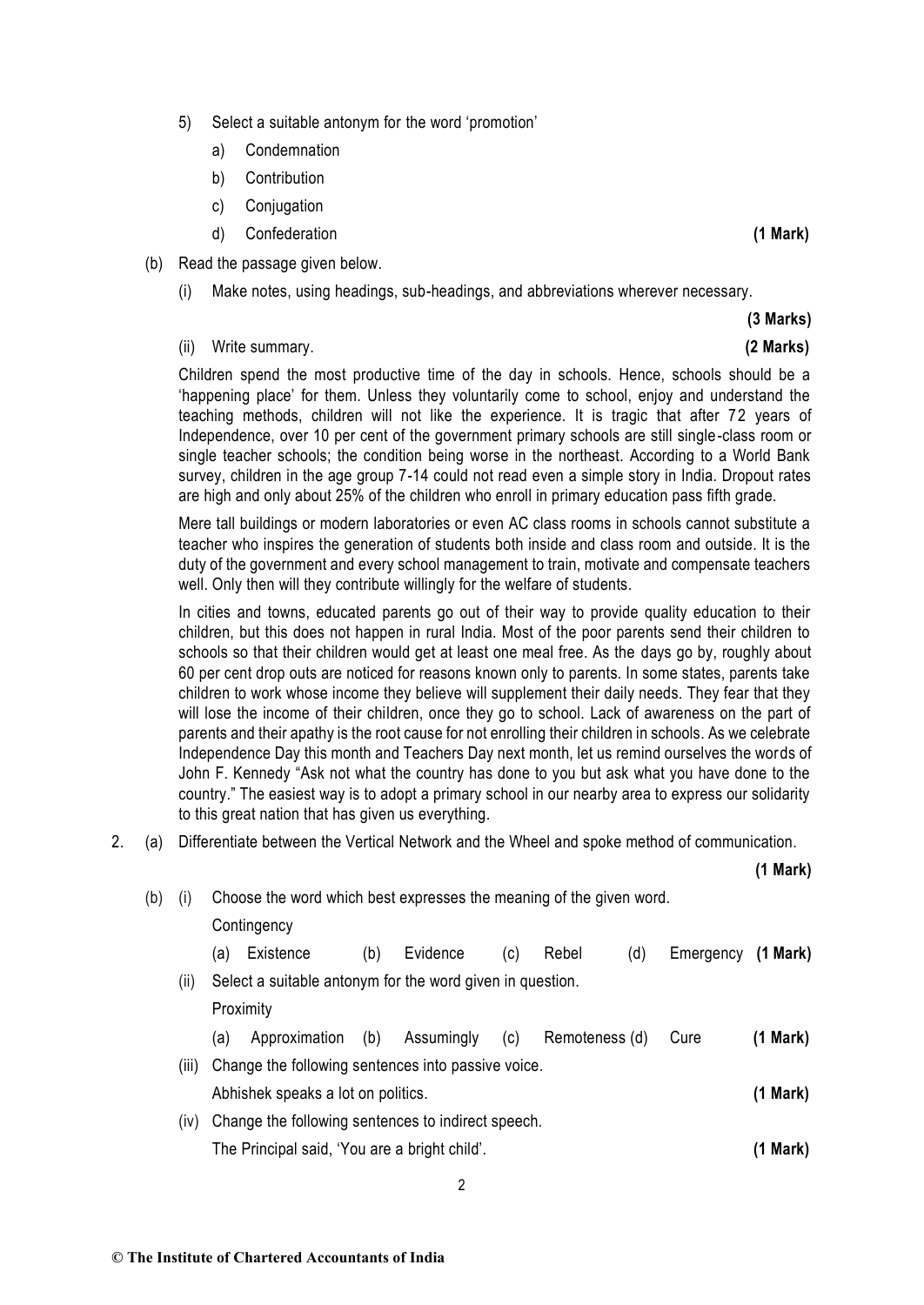5) Select a suitable antonym for the word 'promotion'

   a) Condemnation

   b) Contribution

   c) Conjugation

   d) Confederation **(1 Mark)**

(b) Read the passage given below.

   (i) Make notes, using headings, sub-headings, and abbreviations wherever necessary. **(3 Marks)**

   (ii) Write summary. **(2 Marks)**

   Children spend the most productive time of the day in schools. Hence, schools should be a 'happening place' for them. Unless they voluntarily come to school, enjoy and understand the teaching methods, children will not like the experience. It is tragic that after 72 years of Independence, over 10 per cent of the government primary schools are still single-class room or single teacher schools; the condition being worse in the northeast. According to a World Bank survey, children in the age group 7-14 could not read even a simple story in India. Dropout rates are high and only about 25% of the children who enroll in primary education pass fifth grade.

   Mere tall buildings or modern laboratories or even AC class rooms in schools cannot substitute a teacher who inspires the generation of students both inside and class room and outside. It is the duty of the government and every school management to train, motivate and compensate teachers well. Only then will they contribute willingly for the welfare of students.

   In cities and towns, educated parents go out of their way to provide quality education to their children, but this does not happen in rural India. Most of the poor parents send their children to schools so that their children would get at least one meal free. As the days go by, roughly about 60 per cent drop outs are noticed for reasons known only to parents. In some states, parents take children to work whose income they believe will supplement their daily needs. They fear that they will lose the income of their children, once they go to school. Lack of awareness on the part of parents and their apathy is the root cause for not enrolling their children in schools. As we celebrate Independence Day this month and Teachers Day next month, let us remind ourselves the words of John F. Kennedy "Ask not what the country has done to you but ask what you have done to the country." The easiest way is to adopt a primary school in our nearby area to express our solidarity to this great nation that has given us everything.

2. (a) Differentiate between the Vertical Network and the Wheel and spoke method of communication. **(1 Mark)**

   (b) (i) Choose the word which best expresses the meaning of the given word.

   Contingency

   (a) Existence (b) Evidence (c) Rebel (d) Emergency **(1 Mark)**

   (ii) Select a suitable antonym for the word given in question.

   Proximity

   (a) Approximation (b) Assumingly (c) Remoteness (d) Cure **(1 Mark)**

   (iii) Change the following sentences into passive voice.

   Abhishek speaks a lot on politics. **(1 Mark)**

   (iv) Change the following sentences to indirect speech.

   The Principal said, 'You are a bright child'. **(1 Mark)**

**© The Institute of Chartered Accountants of India**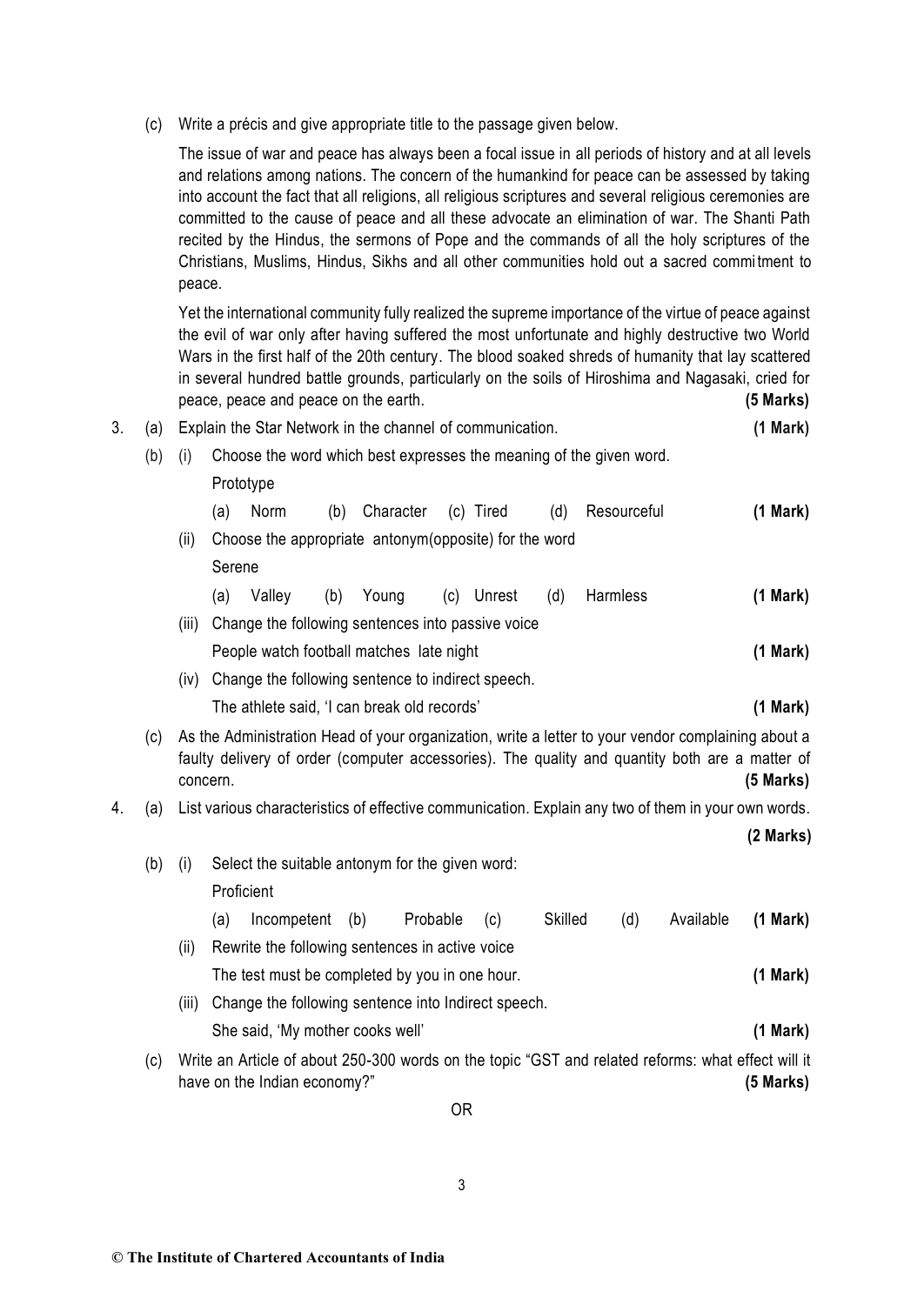(c) Write a précis and give appropriate title to the passage given below.

The issue of war and peace has always been a focal issue in all periods of history and at all levels and relations among nations. The concern of the humankind for peace can be assessed by taking into account the fact that all religions, all religious scriptures and several religious ceremonies are committed to the cause of peace and all these advocate an elimination of war. The Shanti Path recited by the Hindus, the sermons of Pope and the commands of all the holy scriptures of the Christians, Muslims, Hindus, Sikhs and all other communities hold out a sacred commitment to peace.

Yet the international community fully realized the supreme importance of the virtue of peace against the evil of war only after having suffered the most unfortunate and highly destructive two World Wars in the first half of the 20th century. The blood soaked shreds of humanity that lay scattered in several hundred battle grounds, particularly on the soils of Hiroshima and Nagasaki, cried for peace, peace and peace on the earth. **(5 Marks)**

3. (a) Explain the Star Network in the channel of communication. **(1 Mark)**

(b) (i) Choose the word which best expresses the meaning of the given word.

Prototype

(a) Norm (b) Character (c) Tired (d) Resourceful **(1 Mark)**

(ii) Choose the appropriate antonym(opposite) for the word

Serene

(a) Valley (b) Young (c) Unrest (d) Harmless **(1 Mark)**

(iii) Change the following sentences into passive voice

People watch football matches late night **(1 Mark)**

(iv) Change the following sentence to indirect speech.

The athlete said, 'I can break old records' **(1 Mark)**

(c) As the Administration Head of your organization, write a letter to your vendor complaining about a faulty delivery of order (computer accessories). The quality and quantity both are a matter of concern. **(5 Marks)**

4. (a) List various characteristics of effective communication. Explain any two of them in your own words. **(2 Marks)**

(b) (i) Select the suitable antonym for the given word:

Proficient

(a) Incompetent (b) Probable (c) Skilled (d) Available **(1 Mark)**

(ii) Rewrite the following sentences in active voice

The test must be completed by you in one hour. **(1 Mark)**

(iii) Change the following sentence into Indirect speech.

She said, 'My mother cooks well' **(1 Mark)**

(c) Write an Article of about 250-300 words on the topic "GST and related reforms: what effect will it have on the Indian economy?" **(5 Marks)**

OR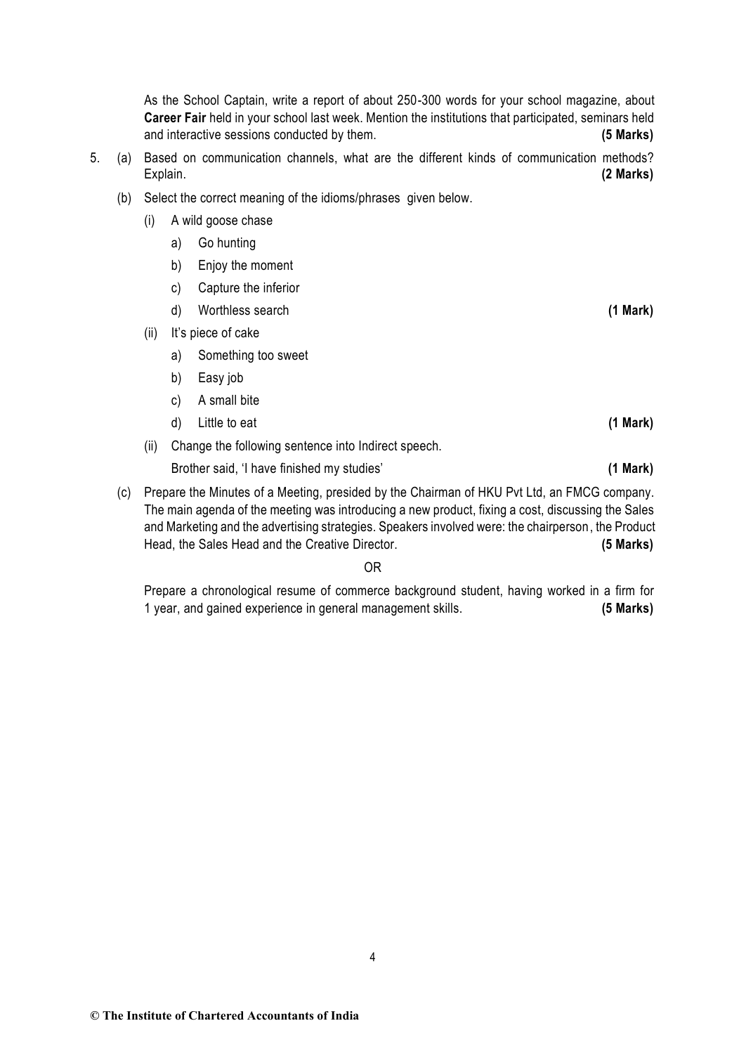As the School Captain, write a report of about 250-300 words for your school magazine, about **Career Fair** held in your school last week. Mention the institutions that participated, seminars held and interactive sessions conducted by them. **(5 Marks)**

5. (a) Based on communication channels, what are the different kinds of communication methods? Explain. **(2 Marks)**

   (b) Select the correct meaning of the idioms/phrases given below.

   (i) A wild goose chase

   a) Go hunting

   b) Enjoy the moment

   c) Capture the inferior

   d) Worthless search **(1 Mark)**

   (ii) It's piece of cake

   a) Something too sweet

   b) Easy job

   c) A small bite

   d) Little to eat **(1 Mark)**

   (ii) Change the following sentence into Indirect speech.

   Brother said, 'I have finished my studies' **(1 Mark)**

   (c) Prepare the Minutes of a Meeting, presided by the Chairman of HKU Pvt Ltd, an FMCG company. The main agenda of the meeting was introducing a new product, fixing a cost, discussing the Sales and Marketing and the advertising strategies. Speakers involved were: the chairperson, the Product Head, the Sales Head and the Creative Director. **(5 Marks)**

   OR

   Prepare a chronological resume of commerce background student, having worked in a firm for 1 year, and gained experience in general management skills. **(5 Marks)**